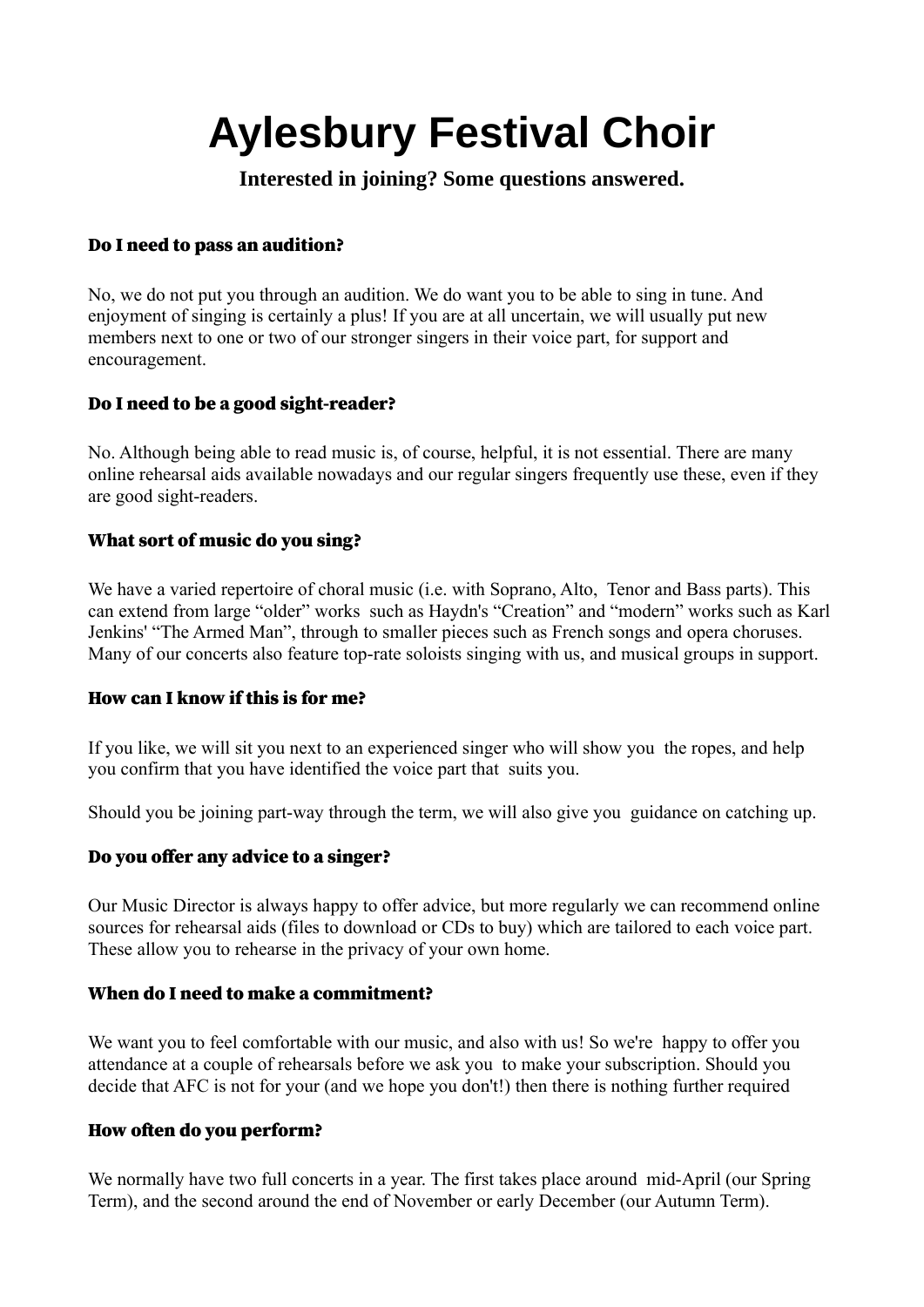# Aylesbury Festival Choir

**Interested in joining? Some questions answered.**

### Do I need to pass an audition?

No, we do not put you through an audition. We do want you to be able to sing in tune. And enjoyment of singing is certainly a plus! If you are at all uncertain, we will usually put new members next to one or two of our stronger singers in their voice part, for support and encouragement.

### Do I need to be a good sight-reader?

No. Although being able to read music is, of course, helpful, it is not essential. There are many online rehearsal aids available nowadays and our regular singers frequently use these, even if they are good sight-readers.

### What sort of music do you sing?

We have a varied repertoire of choral music (i.e. with Soprano, Alto, Tenor and Bass parts). This can extend from large "older" works such as Haydn's "Creation" and "modern" works such as Karl Jenkins' "The Armed Man", through to smaller pieces such as French songs and opera choruses. Many of our concerts also feature top-rate soloists singing with us, and musical groups in support.

### How can I know if this is for me?

If you like, we will sit you next to an experienced singer who will show you the ropes, and help you confirm that you have identified the voice part that suits you.

Should you be joining part-way through the term, we will also give you guidance on catching up.

### Do you offer any advice to a singer?

Our Music Director is always happy to offer advice, but more regularly we can recommend online sources for rehearsal aids (files to download or CDs to buy) which are tailored to each voice part. These allow you to rehearse in the privacy of your own home.

### When do I need to make a commitment?

We want you to feel comfortable with our music, and also with us! So we're happy to offer you attendance at a couple of rehearsals before we ask you to make your subscription. Should you decide that AFC is not for your (and we hope you don't!) then there is nothing further required

### How often do you perform?

We normally have two full concerts in a year. The first takes place around mid-April (our Spring Term), and the second around the end of November or early December (our Autumn Term).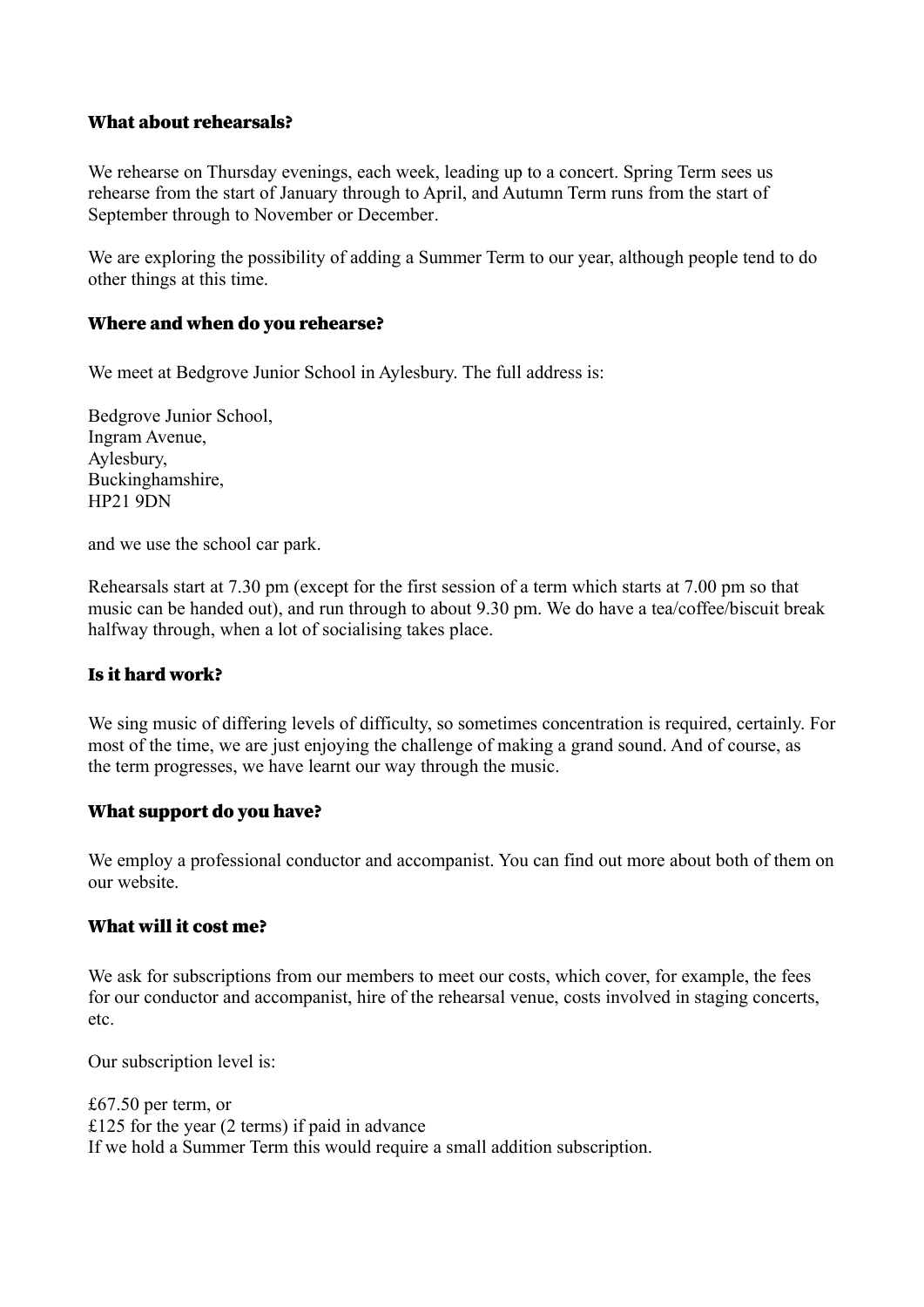### What about rehearsals?

We rehearse on Thursday evenings, each week, leading up to a concert. Spring Term sees us rehearse from the start of January through to April, and Autumn Term runs from the start of September through to November or December.

We are exploring the possibility of adding a Summer Term to our year, although people tend to do other things at this time.

### Where and when do you rehearse?

We meet at Bedgrove Junior School in Aylesbury. The full address is:

Bedgrove Junior School,  
Ingram Avenue,  
Aylesbury,  
Buckinghamshire,  
HP21 9DN

and we use the school car park.

Rehearsals start at 7.30 pm (except for the first session of a term which starts at 7.00 pm so that music can be handed out), and run through to about 9.30 pm. We do have a tea/coffee/biscuit break halfway through, when a lot of socialising takes place.

### Is it hard work?

We sing music of differing levels of difficulty, so sometimes concentration is required, certainly. For most of the time, we are just enjoying the challenge of making a grand sound. And of course, as the term progresses, we have learnt our way through the music.

### What support do you have?

We employ a professional conductor and accompanist. You can find out more about both of them on our website.

### What will it cost me?

We ask for subscriptions from our members to meet our costs, which cover, for example, the fees for our conductor and accompanist, hire of the rehearsal venue, costs involved in staging concerts, etc.

Our subscription level is:

£67.50 per term, or  
£125 for the year (2 terms) if paid in advance  
If we hold a Summer Term this would require a small addition subscription.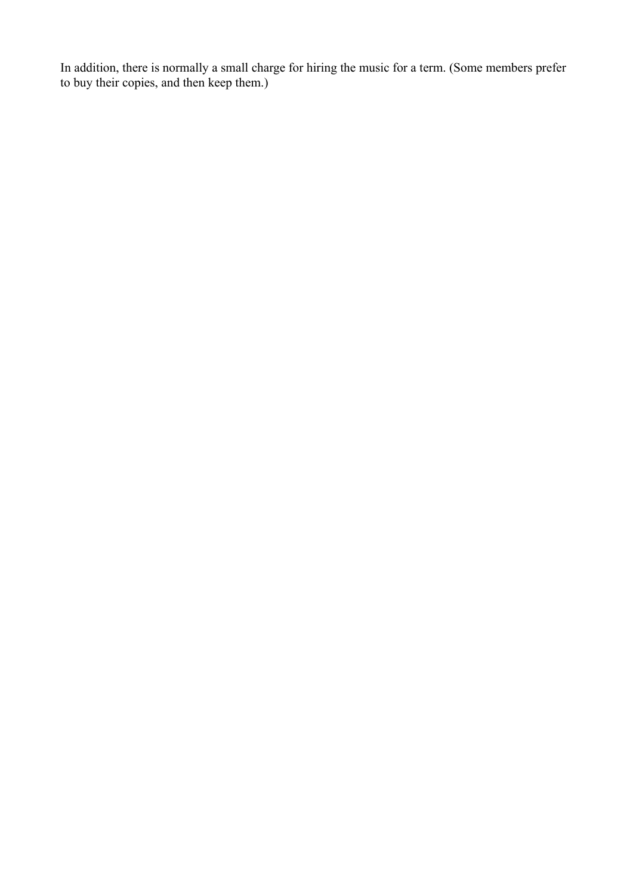In addition, there is normally a small charge for hiring the music for a term. (Some members prefer to buy their copies, and then keep them.)